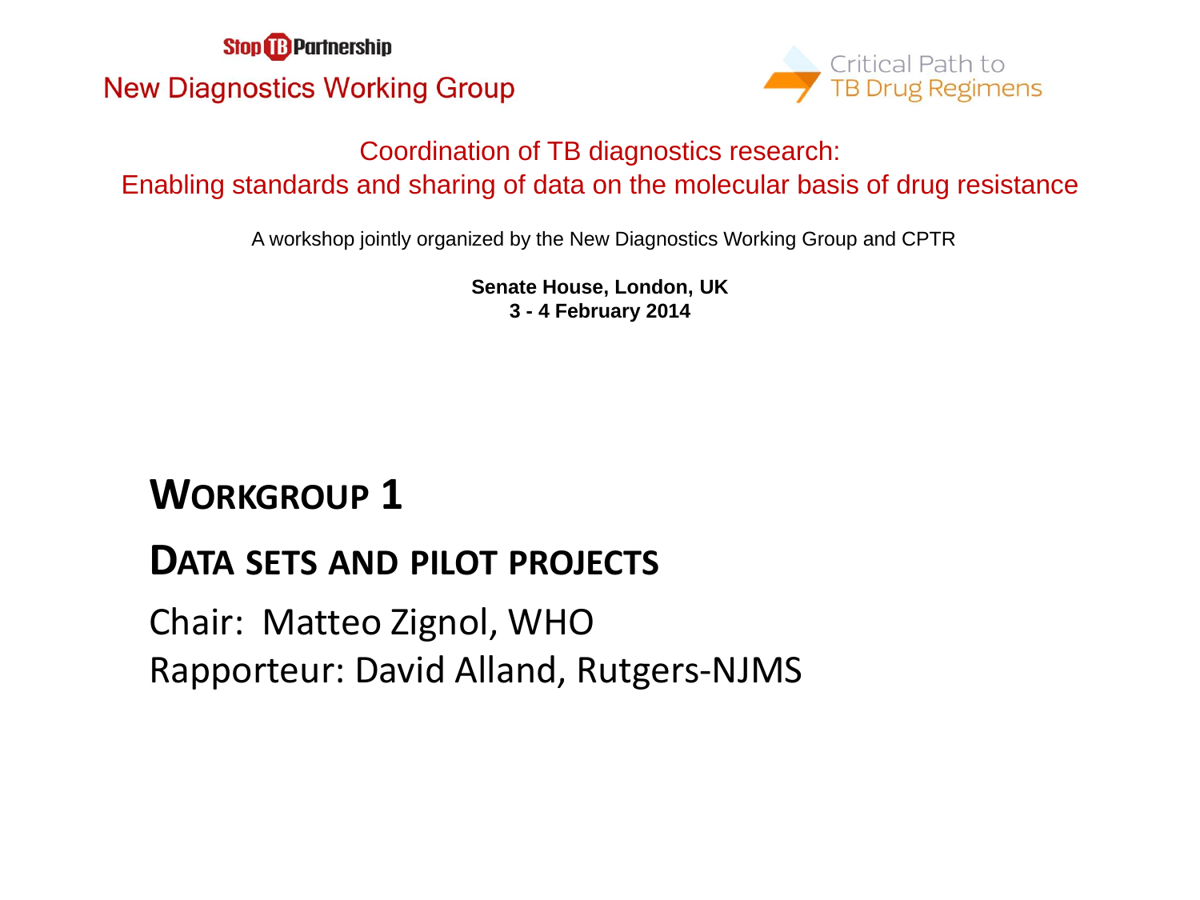Stop TB Partnership

New Diagnostics Working Group

Critical Path to TB Drug Regimens

# Coordination of TB diagnostics research: Enabling standards and sharing of data on the molecular basis of drug resistance

A workshop jointly organized by the New Diagnostics Working Group and CPTR

**Senate House, London, UK**
**3 - 4 February 2014**

## WORKGROUP 1

## DATA SETS AND PILOT PROJECTS

Chair: Matteo Zignol, WHO

Rapporteur: David Alland, Rutgers-NJMS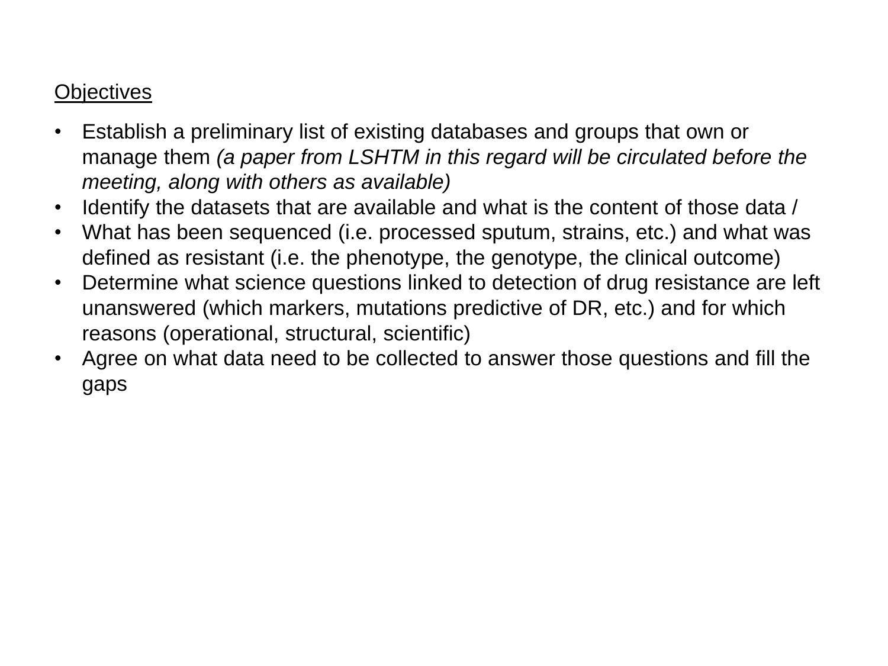<u>Objectives</u>

- Establish a preliminary list of existing databases and groups that own or manage them *(a paper from LSHTM in this regard will be circulated before the meeting, along with others as available)*
- Identify the datasets that are available and what is the content of those data /
- What has been sequenced (i.e. processed sputum, strains, etc.) and what was defined as resistant (i.e. the phenotype, the genotype, the clinical outcome)
- Determine what science questions linked to detection of drug resistance are left unanswered (which markers, mutations predictive of DR, etc.) and for which reasons (operational, structural, scientific)
- Agree on what data need to be collected to answer those questions and fill the gaps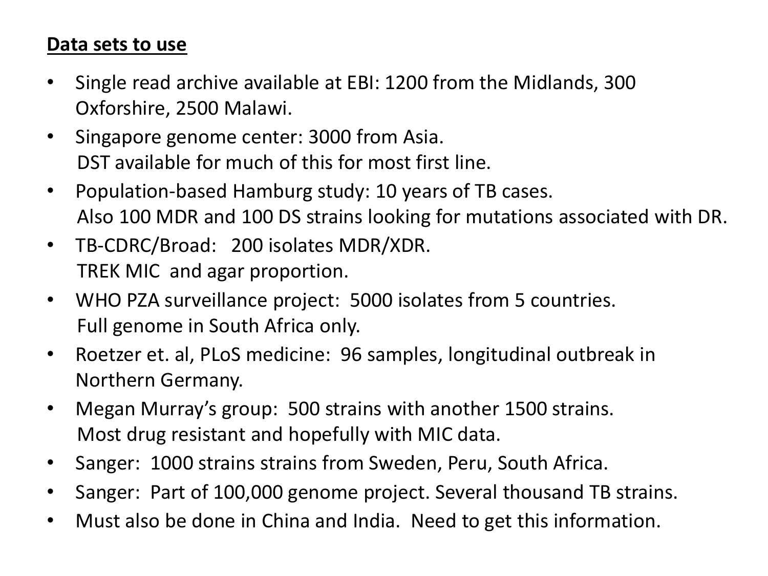**<u>Data sets to use</u>**

- Single read archive available at EBI: 1200 from the Midlands, 300 Oxforshire, 2500 Malawi.
- Singapore genome center: 3000 from Asia.
  DST available for much of this for most first line.
- Population-based Hamburg study: 10 years of TB cases.
  Also 100 MDR and 100 DS strains looking for mutations associated with DR.
- TB-CDRC/Broad: 200 isolates MDR/XDR.
  TREK MIC and agar proportion.
- WHO PZA surveillance project: 5000 isolates from 5 countries.
  Full genome in South Africa only.
- Roetzer et. al, PLoS medicine: 96 samples, longitudinal outbreak in Northern Germany.
- Megan Murray's group: 500 strains with another 1500 strains.
  Most drug resistant and hopefully with MIC data.
- Sanger: 1000 strains strains from Sweden, Peru, South Africa.
- Sanger: Part of 100,000 genome project. Several thousand TB strains.
- Must also be done in China and India. Need to get this information.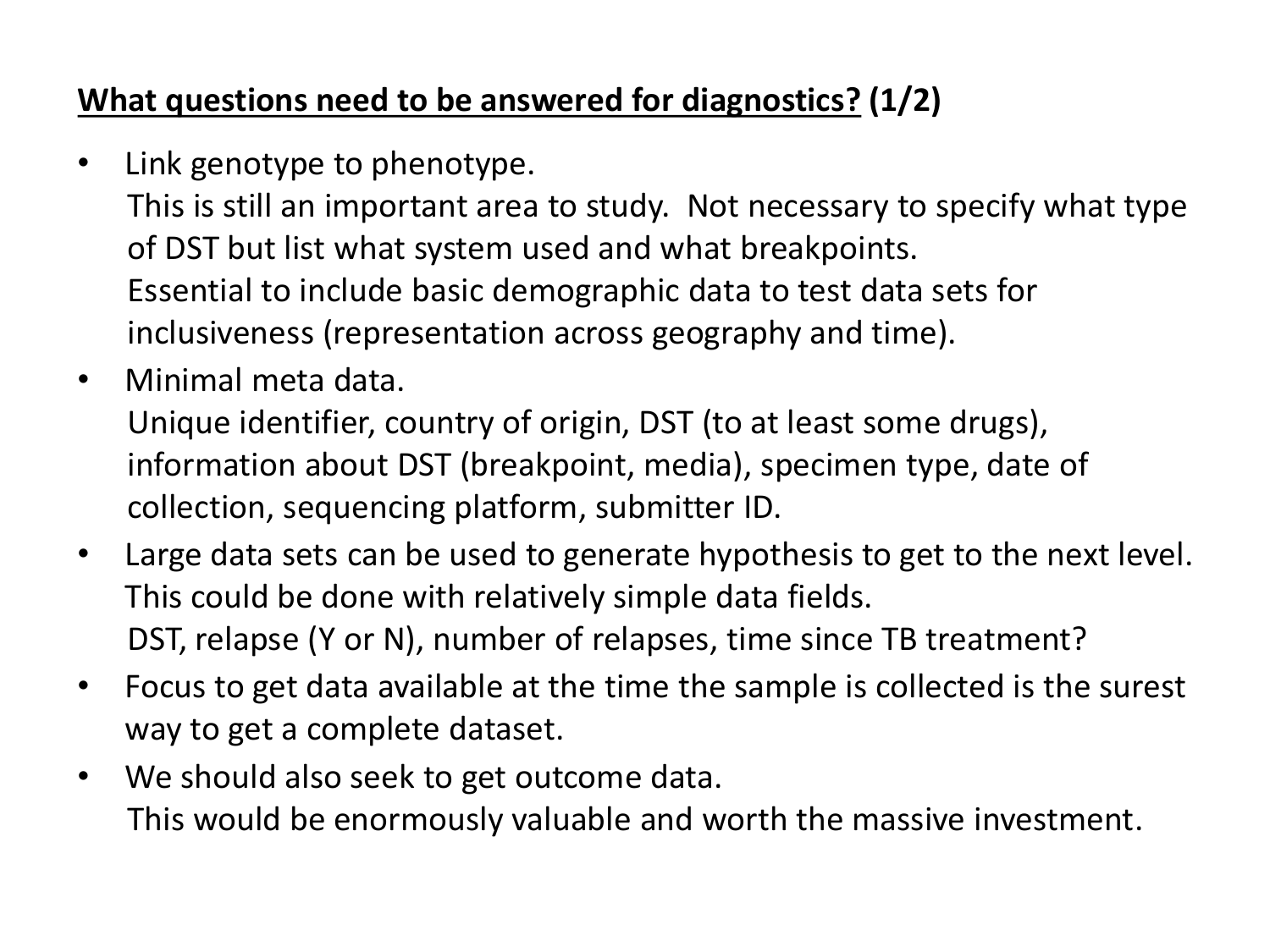## **<u>What questions need to be answered for diagnostics?</u> (1/2)**

- Link genotype to phenotype.
  This is still an important area to study. Not necessary to specify what type of DST but list what system used and what breakpoints.
  Essential to include basic demographic data to test data sets for inclusiveness (representation across geography and time).
- Minimal meta data.
  Unique identifier, country of origin, DST (to at least some drugs), information about DST (breakpoint, media), specimen type, date of collection, sequencing platform, submitter ID.
- Large data sets can be used to generate hypothesis to get to the next level. This could be done with relatively simple data fields.
  DST, relapse (Y or N), number of relapses, time since TB treatment?
- Focus to get data available at the time the sample is collected is the surest way to get a complete dataset.
- We should also seek to get outcome data.
  This would be enormously valuable and worth the massive investment.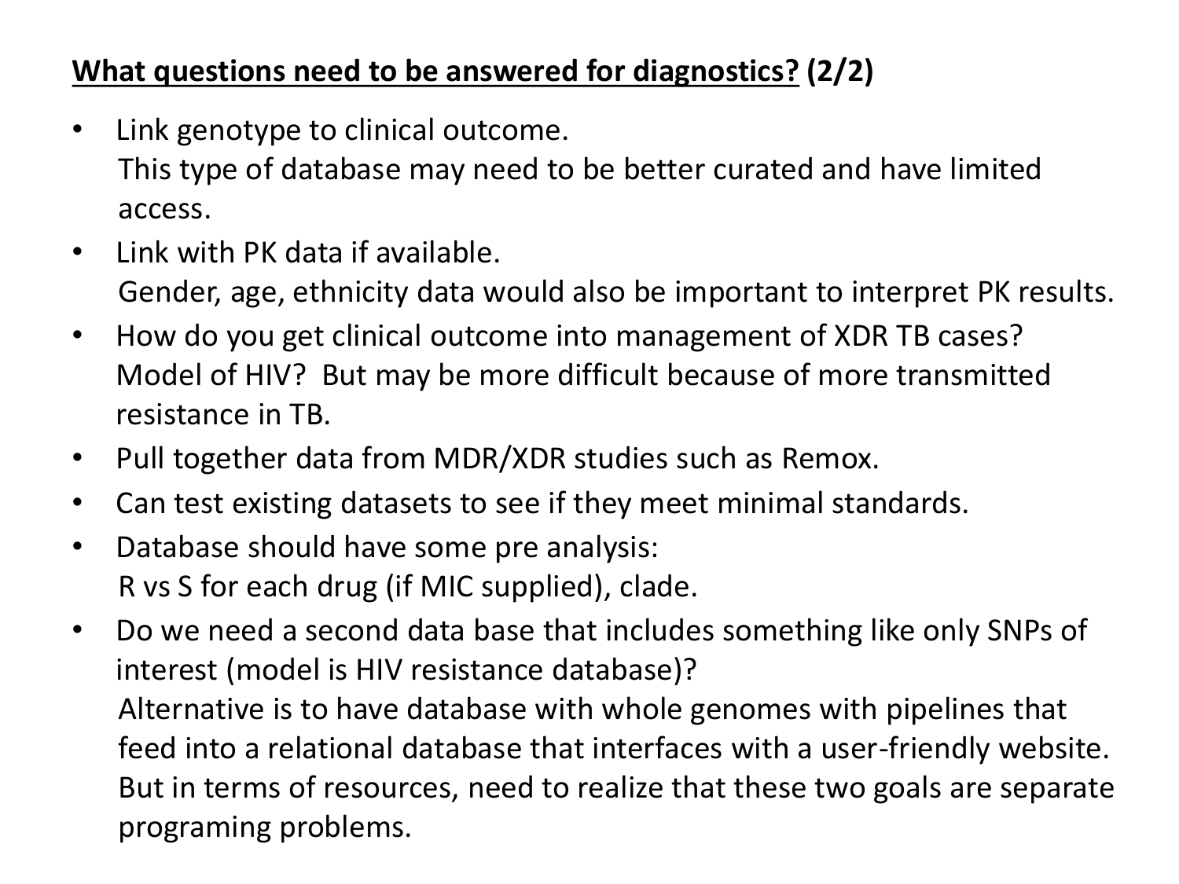## What questions need to be answered for diagnostics? (2/2)

- Link genotype to clinical outcome.
  This type of database may need to be better curated and have limited access.
- Link with PK data if available.
  Gender, age, ethnicity data would also be important to interpret PK results.
- How do you get clinical outcome into management of XDR TB cases? Model of HIV? But may be more difficult because of more transmitted resistance in TB.
- Pull together data from MDR/XDR studies such as Remox.
- Can test existing datasets to see if they meet minimal standards.
- Database should have some pre analysis:
  R vs S for each drug (if MIC supplied), clade.
- Do we need a second data base that includes something like only SNPs of interest (model is HIV resistance database)?
  Alternative is to have database with whole genomes with pipelines that feed into a relational database that interfaces with a user-friendly website. But in terms of resources, need to realize that these two goals are separate programing problems.